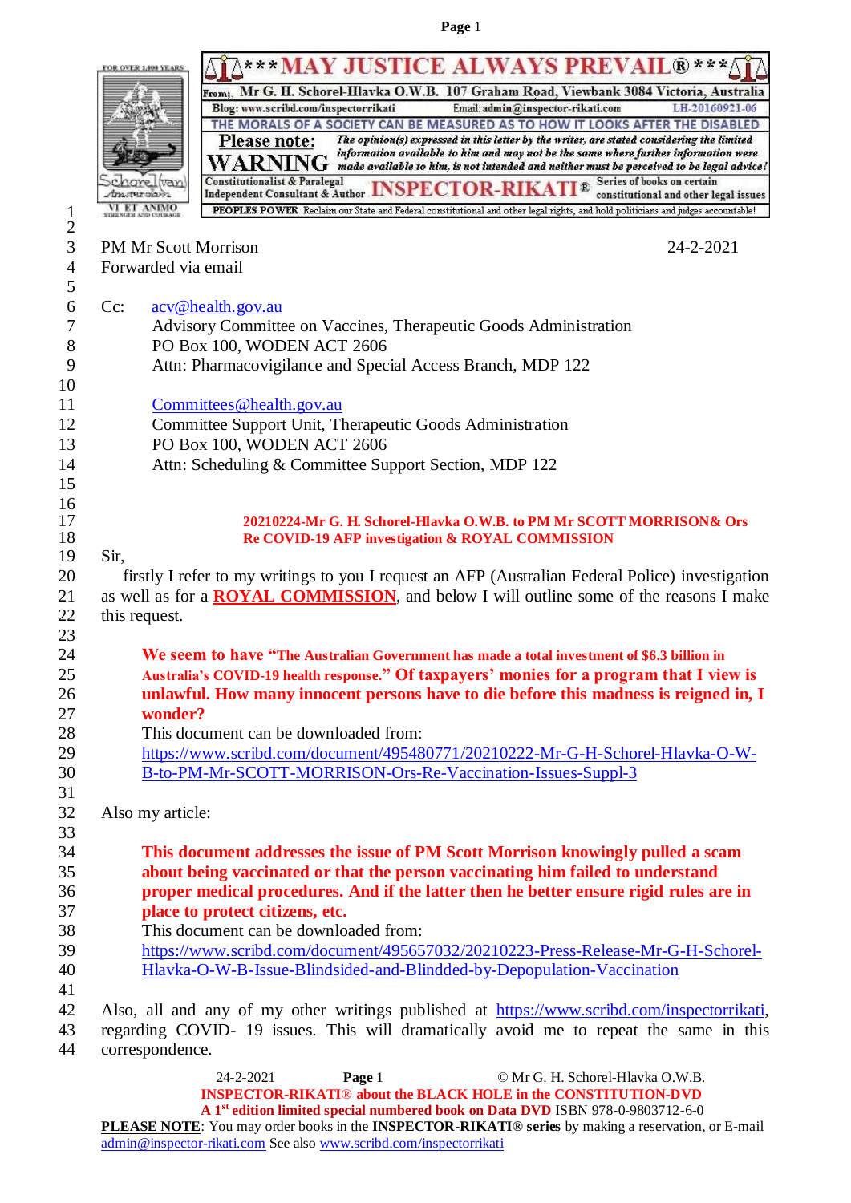**\*\*\* MAY JUSTICE ALWAYS PREVAIL® \*\*\***

From: Mr G. H. Schorel-Hlavka O.W.B. 107 Graham Road, Viewbank 3084 Victoria, Australia
Blog: www.scribd.com/inspectorrikati Email: admin@inspector-rikati.com LH-20160921-06

THE MORALS OF A SOCIETY CAN BE MEASURED AS TO HOW IT LOOKS AFTER THE DISABLED

**Please note: WARNING** *The opinion(s) expressed in this letter by the writer, are stated considering the limited information available to him and may not be the same where further information were made available to him, is not intended and neither must be perceived to be legal advice!*

Constitutionalist & Paralegal Independent Consultant & Author **INSPECTOR-RIKATI®** Series of books on certain constitutional and other legal issues

**PEOPLES POWER** Reclaim our State and Federal constitutional and other legal rights, and hold politicians and judges accountable!

PM Mr Scott Morrison 24-2-2021
Forwarded via email

Cc: acv@health.gov.au
Advisory Committee on Vaccines, Therapeutic Goods Administration
PO Box 100, WODEN ACT 2606
Attn: Pharmacovigilance and Special Access Branch, MDP 122

Committees@health.gov.au
Committee Support Unit, Therapeutic Goods Administration
PO Box 100, WODEN ACT 2606
Attn: Scheduling & Committee Support Section, MDP 122

**20210224-Mr G. H. Schorel-Hlavka O.W.B. to PM Mr SCOTT MORRISON& Ors**
**Re COVID-19 AFP investigation & ROYAL COMMISSION**

Sir,

firstly I refer to my writings to you I request an AFP (Australian Federal Police) investigation as well as for a **ROYAL COMMISSION**, and below I will outline some of the reasons I make this request.

> **We seem to have "The Australian Government has made a total investment of \$6.3 billion in Australia's COVID-19 health response." Of taxpayers' monies for a program that I view is unlawful. How many innocent persons have to die before this madness is reigned in, I wonder?**
> This document can be downloaded from:
> https://www.scribd.com/document/495480771/20210222-Mr-G-H-Schorel-Hlavka-O-W-B-to-PM-Mr-SCOTT-MORRISON-Ors-Re-Vaccination-Issues-Suppl-3

Also my article:

> **This document addresses the issue of PM Scott Morrison knowingly pulled a scam about being vaccinated or that the person vaccinating him failed to understand proper medical procedures. And if the latter then he better ensure rigid rules are in place to protect citizens, etc.**
> This document can be downloaded from:
> https://www.scribd.com/document/495657032/20210223-Press-Release-Mr-G-H-Schorel-Hlavka-O-W-B-Issue-Blindsided-and-Blindded-by-Depopulation-Vaccination

Also, all and any of my other writings published at https://www.scribd.com/inspectorrikati, regarding COVID- 19 issues. This will dramatically avoid me to repeat the same in this correspondence.

**INSPECTOR-RIKATI® about the BLACK HOLE in the CONSTITUTION-DVD**
**A 1st edition limited special numbered book on Data DVD** ISBN 978-0-9803712-6-0
**PLEASE NOTE**: You may order books in the **INSPECTOR-RIKATI® series** by making a reservation, or E-mail admin@inspector-rikati.com See also www.scribd.com/inspectorrikati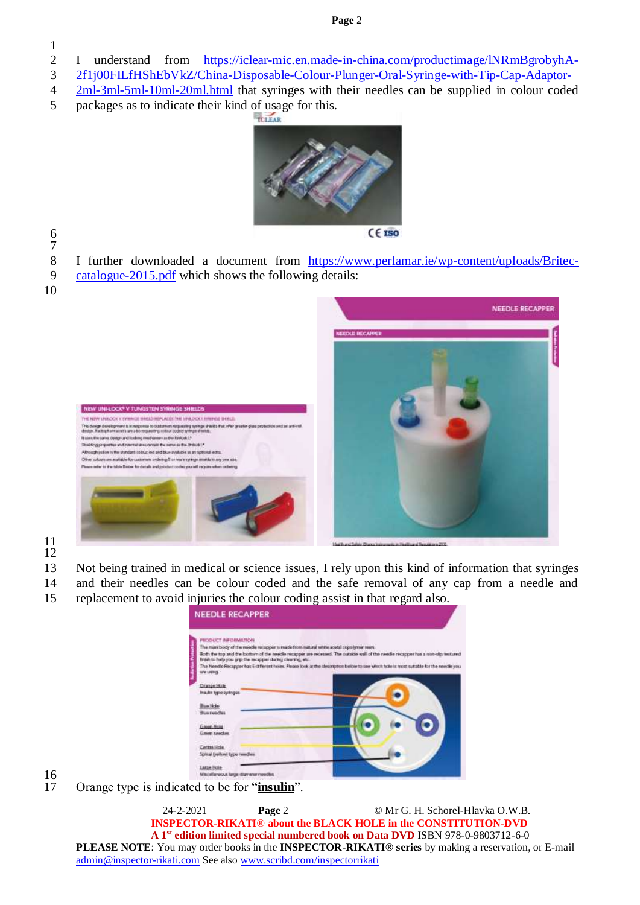I understand from https://iclear-mic.en.made-in-china.com/productimage/lNRmBgrobyhA-2f1j00FILfHShEbVkZ/China-Disposable-Colour-Plunger-Oral-Syringe-with-Tip-Cap-Adaptor-2ml-3ml-5ml-10ml-20ml.html that syringes with their needles can be supplied in colour coded packages as to indicate their kind of usage for this.

I further downloaded a document from https://www.perlamar.ie/wp-content/uploads/Britec-catalogue-2015.pdf which shows the following details:

Not being trained in medical or science issues, I rely upon this kind of information that syringes and their needles can be colour coded and the safe removal of any cap from a needle and replacement to avoid injuries the colour coding assist in that regard also.

Orange type is indicated to be for "**insulin**".

**INSPECTOR-RIKATI® about the BLACK HOLE in the CONSTITUTION-DVD**

**A 1st edition limited special numbered book on Data DVD** ISBN 978-0-9803712-6-0

**PLEASE NOTE**: You may order books in the **INSPECTOR-RIKATI® series** by making a reservation, or E-mail admin@inspector-rikati.com See also www.scribd.com/inspectorrikati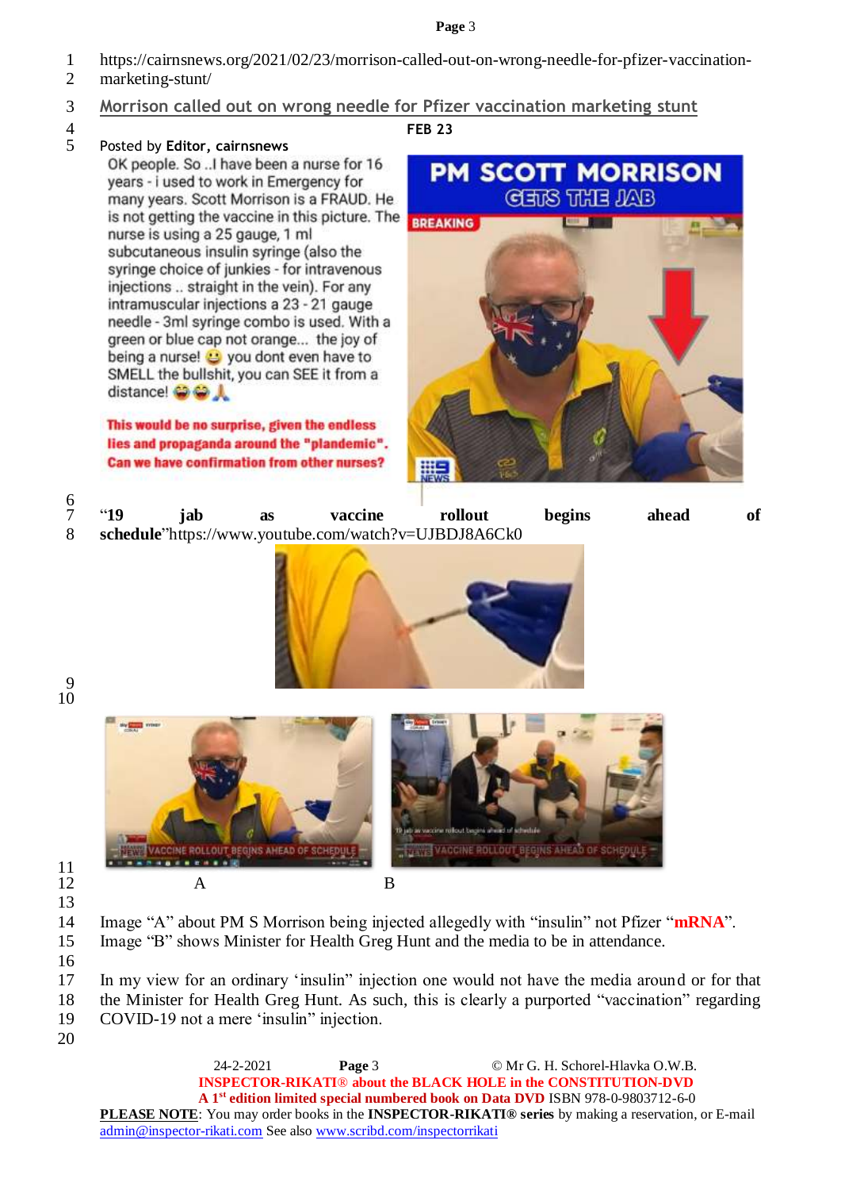https://cairnsnews.org/2021/02/23/morrison-called-out-on-wrong-needle-for-pfizer-vaccination-marketing-stunt/

## Morrison called out on wrong needle for Pfizer vaccination marketing stunt

FEB 23

Posted by **Editor, cairnsnews**

OK people. So ..I have been a nurse for 16 years - i used to work in Emergency for many years. Scott Morrison is a FRAUD. He is not getting the vaccine in this picture. The nurse is using a 25 gauge, 1 ml subcutaneous insulin syringe (also the syringe choice of junkies - for intravenous injections .. straight in the vein). For any intramuscular injections a 23 - 21 gauge needle - 3ml syringe combo is used. With a green or blue cap not orange... the joy of being a nurse! 😃 you dont even have to SMELL the bullshit, you can SEE it from a distance! 😂😂🙏

**This would be no surprise, given the endless lies and propaganda around the "plandemic". Can we have confirmation from other nurses?**

PM SCOTT MORRISON GETS THE JAB

BREAKING

**"19 jab as vaccine rollout begins ahead of schedule"**https://www.youtube.com/watch?v=UJBDJ8A6Ck0

VACCINE ROLLOUT BEGINS AHEAD OF SCHEDULE

A B

Image "A" about PM S Morrison being injected allegedly with "insulin" not Pfizer "**mRNA**".
Image "B" shows Minister for Health Greg Hunt and the media to be in attendance.

In my view for an ordinary 'insulin' injection one would not have the media around or for that the Minister for Health Greg Hunt. As such, this is clearly a purported "vaccination" regarding COVID-19 not a mere 'insulin' injection.

24-2-2021 © Mr G. H. Schorel-Hlavka O.W.B.

**INSPECTOR-RIKATI® about the BLACK HOLE in the CONSTITUTION-DVD**
**A 1st edition limited special numbered book on Data DVD** ISBN 978-0-9803712-6-0
**PLEASE NOTE**: You may order books in the **INSPECTOR-RIKATI® series** by making a reservation, or E-mail admin@inspector-rikati.com See also www.scribd.com/inspectorrikati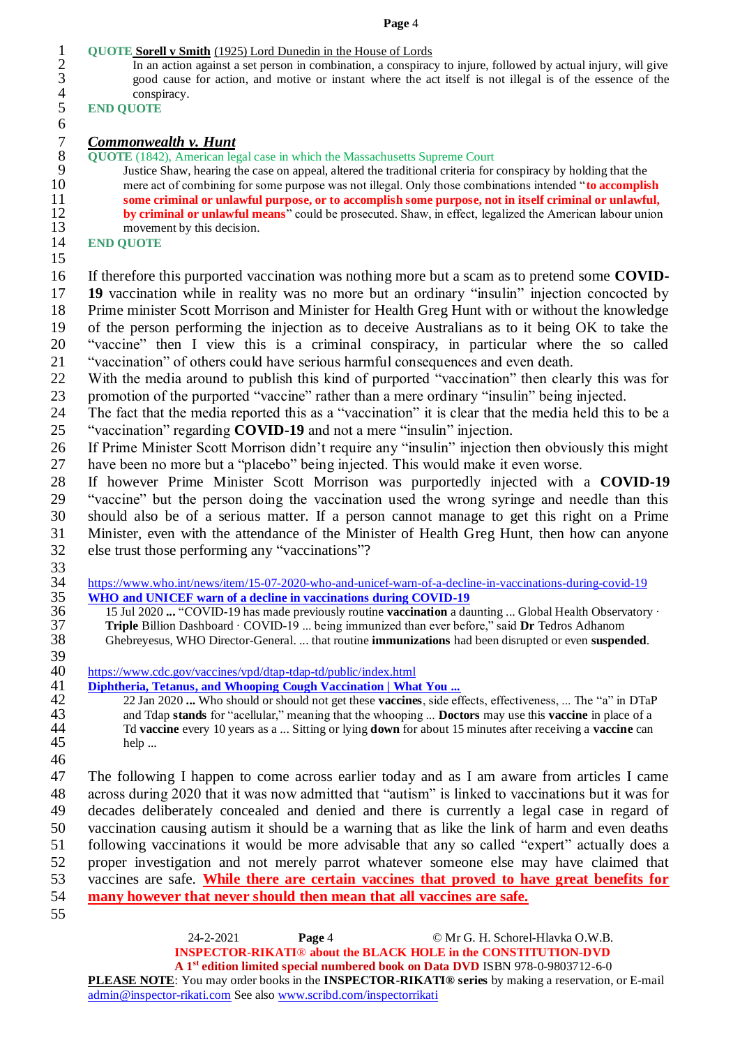**QUOTE** **Sorell v Smith** (1925) Lord Dunedin in the House of Lords

> In an action against a set person in combination, a conspiracy to injure, followed by actual injury, will give good cause for action, and motive or instant where the act itself is not illegal is of the essence of the conspiracy.

**END QUOTE**

***Commonwealth v. Hunt***

**QUOTE** (1842), American legal case in which the Massachusetts Supreme Court

> Justice Shaw, hearing the case on appeal, altered the traditional criteria for conspiracy by holding that the mere act of combining for some purpose was not illegal. Only those combinations intended "**to accomplish some criminal or unlawful purpose, or to accomplish some purpose, not in itself criminal or unlawful, by criminal or unlawful means**" could be prosecuted. Shaw, in effect, legalized the American labour union movement by this decision.

**END QUOTE**

If therefore this purported vaccination was nothing more but a scam as to pretend some **COVID-19** vaccination while in reality was no more but an ordinary "insulin" injection concocted by Prime minister Scott Morrison and Minister for Health Greg Hunt with or without the knowledge of the person performing the injection as to deceive Australians as to it being OK to take the "vaccine" then I view this is a criminal conspiracy, in particular where the so called "vaccination" of others could have serious harmful consequences and even death.
With the media around to publish this kind of purported "vaccination" then clearly this was for promotion of the purported "vaccine" rather than a mere ordinary "insulin" being injected.
The fact that the media reported this as a "vaccination" it is clear that the media held this to be a "vaccination" regarding **COVID-19** and not a mere "insulin" injection.
If Prime Minister Scott Morrison didn't require any "insulin" injection then obviously this might have been no more but a "placebo" being injected. This would make it even worse.
If however Prime Minister Scott Morrison was purportedly injected with a **COVID-19** "vaccine" but the person doing the vaccination used the wrong syringe and needle than this should also be of a serious matter. If a person cannot manage to get this right on a Prime Minister, even with the attendance of the Minister of Health Greg Hunt, then how can anyone else trust those performing any "vaccinations"?

https://www.who.int/news/item/15-07-2020-who-and-unicef-warn-of-a-decline-in-vaccinations-during-covid-19
**WHO and UNICEF warn of a decline in vaccinations during COVID-19**

> 15 Jul 2020 **...** "COVID-19 has made previously routine **vaccination** a daunting ... Global Health Observatory · **Triple** Billion Dashboard · COVID-19 ... being immunized than ever before," said **Dr** Tedros Adhanom Ghebreyesus, WHO Director-General. ... that routine **immunizations** had been disrupted or even **suspended**.

https://www.cdc.gov/vaccines/vpd/dtap-tdap-td/public/index.html
**Diphtheria, Tetanus, and Whooping Cough Vaccination | What You ...**

> 22 Jan 2020 **...** Who should or should not get these **vaccines**, side effects, effectiveness, ... The "a" in DTaP and Tdap **stands** for "acellular," meaning that the whooping ... **Doctors** may use this **vaccine** in place of a Td **vaccine** every 10 years as a ... Sitting or lying **down** for about 15 minutes after receiving a **vaccine** can help ...

The following I happen to come across earlier today and as I am aware from articles I came across during 2020 that it was now admitted that "autism" is linked to vaccinations but it was for decades deliberately concealed and denied and there is currently a legal case in regard of vaccination causing autism it should be a warning that as like the link of harm and even deaths following vaccinations it would be more advisable that any so called "expert" actually does a proper investigation and not merely parrot whatever someone else may have claimed that vaccines are safe. **<u>While there are certain vaccines that proved to have great benefits for many however that never should then mean that all vaccines are safe.</u>**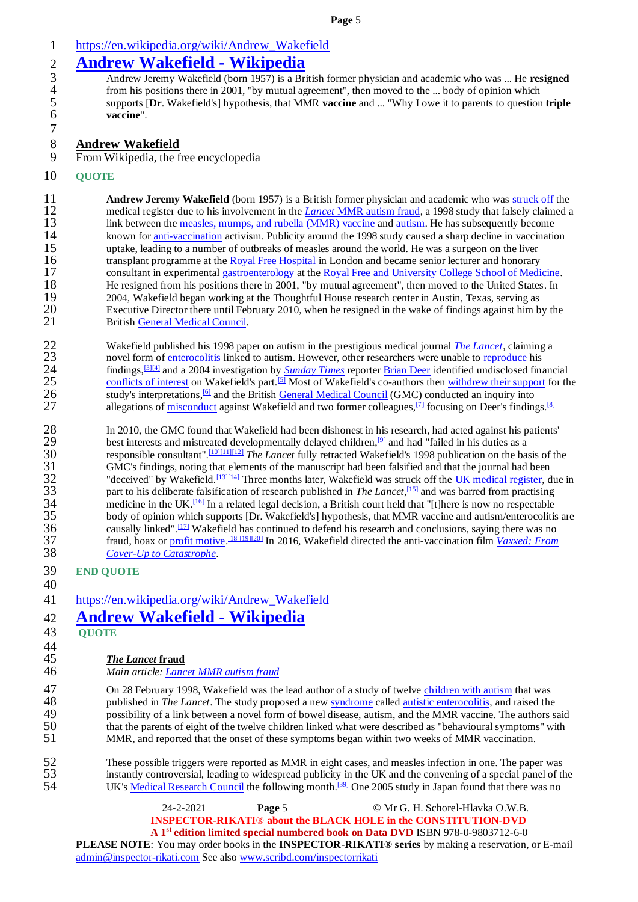https://en.wikipedia.org/wiki/Andrew_Wakefield

## Andrew Wakefield - Wikipedia

Andrew Jeremy Wakefield (born 1957) is a British former physician and academic who was ... He **resigned** from his positions there in 2001, "by mutual agreement", then moved to the ... body of opinion which supports [**Dr**. Wakefield's] hypothesis, that MMR **vaccine** and ... "Why I owe it to parents to question **triple vaccine**".

**Andrew Wakefield**

From Wikipedia, the free encyclopedia

**QUOTE**

**Andrew Jeremy Wakefield** (born 1957) is a British former physician and academic who was struck off the medical register due to his involvement in the *Lancet* MMR autism fraud, a 1998 study that falsely claimed a link between the measles, mumps, and rubella (MMR) vaccine and autism. He has subsequently become known for anti-vaccination activism. Publicity around the 1998 study caused a sharp decline in vaccination uptake, leading to a number of outbreaks of measles around the world. He was a surgeon on the liver transplant programme at the Royal Free Hospital in London and became senior lecturer and honorary consultant in experimental gastroenterology at the Royal Free and University College School of Medicine. He resigned from his positions there in 2001, "by mutual agreement", then moved to the United States. In 2004, Wakefield began working at the Thoughtful House research center in Austin, Texas, serving as Executive Director there until February 2010, when he resigned in the wake of findings against him by the British General Medical Council.

Wakefield published his 1998 paper on autism in the prestigious medical journal *The Lancet*, claiming a novel form of enterocolitis linked to autism. However, other researchers were unable to reproduce his findings,[3][4] and a 2004 investigation by *Sunday Times* reporter Brian Deer identified undisclosed financial conflicts of interest on Wakefield's part.[5] Most of Wakefield's co-authors then withdrew their support for the study's interpretations,[6] and the British General Medical Council (GMC) conducted an inquiry into allegations of misconduct against Wakefield and two former colleagues,[7] focusing on Deer's findings.[8]

In 2010, the GMC found that Wakefield had been dishonest in his research, had acted against his patients' best interests and mistreated developmentally delayed children,[9] and had "failed in his duties as a responsible consultant".[10][11][12] *The Lancet* fully retracted Wakefield's 1998 publication on the basis of the GMC's findings, noting that elements of the manuscript had been falsified and that the journal had been "deceived" by Wakefield.[13][14] Three months later, Wakefield was struck off the UK medical register, due in part to his deliberate falsification of research published in *The Lancet*,[15] and was barred from practising medicine in the UK.[16] In a related legal decision, a British court held that "[t]here is now no respectable body of opinion which supports [Dr. Wakefield's] hypothesis, that MMR vaccine and autism/enterocolitis are causally linked".[17] Wakefield has continued to defend his research and conclusions, saying there was no fraud, hoax or profit motive.[18][19][20] In 2016, Wakefield directed the anti-vaccination film *Vaxxed: From Cover-Up to Catastrophe*.

**END QUOTE**

https://en.wikipedia.org/wiki/Andrew_Wakefield

## Andrew Wakefield - Wikipedia

**QUOTE**

### *The Lancet* fraud

*Main article: Lancet MMR autism fraud*

On 28 February 1998, Wakefield was the lead author of a study of twelve children with autism that was published in *The Lancet*. The study proposed a new syndrome called autistic enterocolitis, and raised the possibility of a link between a novel form of bowel disease, autism, and the MMR vaccine. The authors said that the parents of eight of the twelve children linked what were described as "behavioural symptoms" with MMR, and reported that the onset of these symptoms began within two weeks of MMR vaccination.

These possible triggers were reported as MMR in eight cases, and measles infection in one. The paper was instantly controversial, leading to widespread publicity in the UK and the convening of a special panel of the UK's Medical Research Council the following month.[39] One 2005 study in Japan found that there was no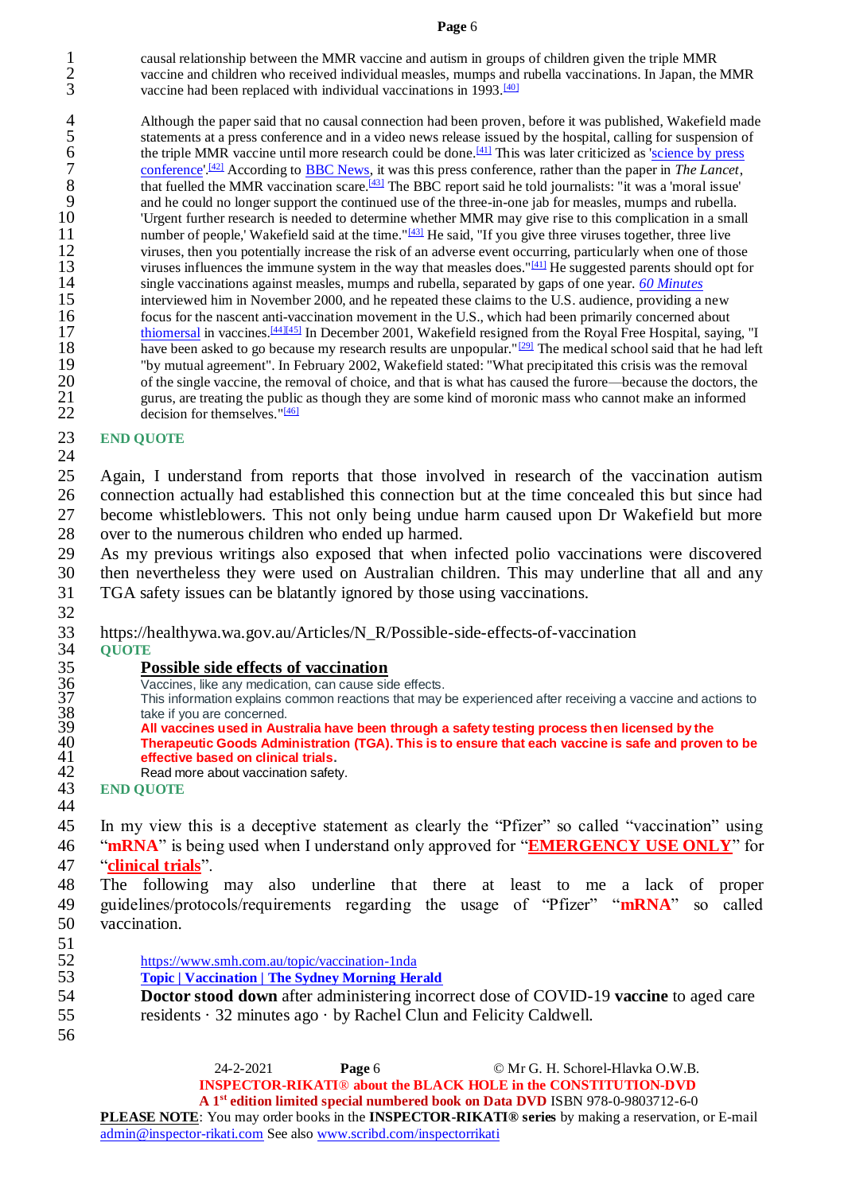causal relationship between the MMR vaccine and autism in groups of children given the triple MMR vaccine and children who received individual measles, mumps and rubella vaccinations. In Japan, the MMR vaccine had been replaced with individual vaccinations in 1993.[40]

Although the paper said that no causal connection had been proven, before it was published, Wakefield made statements at a press conference and in a video news release issued by the hospital, calling for suspension of the triple MMR vaccine until more research could be done.[41] This was later criticized as 'science by press conference'.[42] According to BBC News, it was this press conference, rather than the paper in *The Lancet*, that fuelled the MMR vaccination scare.[43] The BBC report said he told journalists: "it was a 'moral issue' and he could no longer support the continued use of the three-in-one jab for measles, mumps and rubella. 'Urgent further research is needed to determine whether MMR may give rise to this complication in a small number of people,' Wakefield said at the time."[43] He said, "If you give three viruses together, three live viruses, then you potentially increase the risk of an adverse event occurring, particularly when one of those viruses influences the immune system in the way that measles does."[41] He suggested parents should opt for single vaccinations against measles, mumps and rubella, separated by gaps of one year. *60 Minutes* interviewed him in November 2000, and he repeated these claims to the U.S. audience, providing a new focus for the nascent anti-vaccination movement in the U.S., which had been primarily concerned about thiomersal in vaccines.[44][45] In December 2001, Wakefield resigned from the Royal Free Hospital, saying, "I have been asked to go because my research results are unpopular."[29] The medical school said that he had left "by mutual agreement". In February 2002, Wakefield stated: "What precipitated this crisis was the removal of the single vaccine, the removal of choice, and that is what has caused the furore—because the doctors, the gurus, are treating the public as though they are some kind of moronic mass who cannot make an informed decision for themselves."[46]

**END QUOTE**

Again, I understand from reports that those involved in research of the vaccination autism connection actually had established this connection but at the time concealed this but since had become whistleblowers. This not only being undue harm caused upon Dr Wakefield but more over to the numerous children who ended up harmed.

As my previous writings also exposed that when infected polio vaccinations were discovered then nevertheless they were used on Australian children. This may underline that all and any TGA safety issues can be blatantly ignored by those using vaccinations.

https://healthywa.wa.gov.au/Articles/N_R/Possible-side-effects-of-vaccination

**QUOTE**

**Possible side effects of vaccination**

Vaccines, like any medication, can cause side effects.

This information explains common reactions that may be experienced after receiving a vaccine and actions to take if you are concerned.

**All vaccines used in Australia have been through a safety testing process then licensed by the Therapeutic Goods Administration (TGA). This is to ensure that each vaccine is safe and proven to be effective based on clinical trials.**

Read more about vaccination safety.

**END QUOTE**

In my view this is a deceptive statement as clearly the "Pfizer" so called "vaccination" using "**mRNA**" is being used when I understand only approved for "**EMERGENCY USE ONLY**" for "**clinical trials**".

The following may also underline that there at least to me a lack of proper guidelines/protocols/requirements regarding the usage of "Pfizer" "**mRNA**" so called vaccination.

https://www.smh.com.au/topic/vaccination-1nda

**Topic | Vaccination | The Sydney Morning Herald**

**Doctor stood down** after administering incorrect dose of COVID-19 **vaccine** to aged care residents · 32 minutes ago · by Rachel Clun and Felicity Caldwell.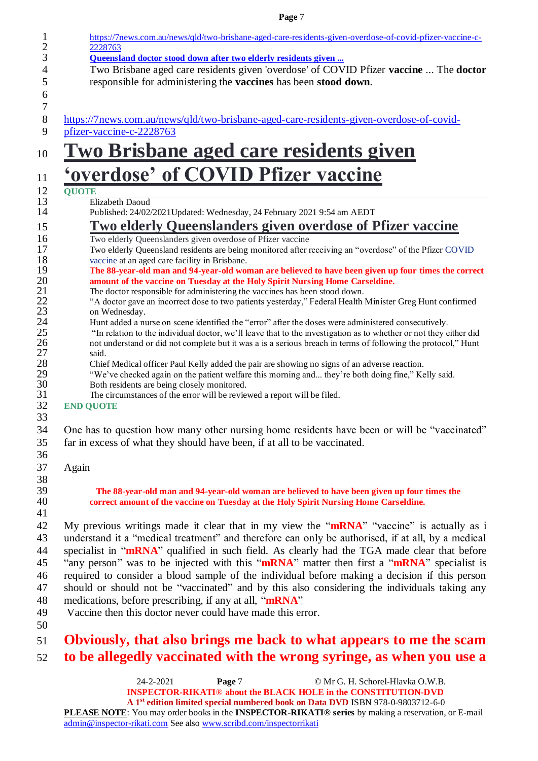https://7news.com.au/news/qld/two-brisbane-aged-care-residents-given-overdose-of-covid-pfizer-vaccine-c-2228763

**Queensland doctor stood down after two elderly residents given ...**

Two Brisbane aged care residents given 'overdose' of COVID Pfizer **vaccine** ... The **doctor** responsible for administering the **vaccines** has been **stood down**.

https://7news.com.au/news/qld/two-brisbane-aged-care-residents-given-overdose-of-covid-pfizer-vaccine-c-2228763

# Two Brisbane aged care residents given ‘overdose’ of COVID Pfizer vaccine

**QUOTE**

Elizabeth Daoud
Published: 24/02/2021Updated: Wednesday, 24 February 2021 9:54 am AEDT

## Two elderly Queenslanders given overdose of Pfizer vaccine

Two elderly Queenslanders given overdose of Pfizer vaccine

Two elderly Queensland residents are being monitored after receiving an “overdose” of the Pfizer COVID vaccine at an aged care facility in Brisbane.

**The 88-year-old man and 94-year-old woman are believed to have been given up four times the correct amount of the vaccine on Tuesday at the Holy Spirit Nursing Home Carseldine.**

The doctor responsible for administering the vaccines has been stood down.

“A doctor gave an incorrect dose to two patients yesterday,” Federal Health Minister Greg Hunt confirmed on Wednesday.

Hunt added a nurse on scene identified the “error” after the doses were administered consecutively.

“In relation to the individual doctor, we’ll leave that to the investigation as to whether or not they either did not understand or did not complete but it was a is a serious breach in terms of following the protocol,” Hunt said.

Chief Medical officer Paul Kelly added the pair are showing no signs of an adverse reaction.

“We’ve checked again on the patient welfare this morning and... they’re both doing fine,” Kelly said.

Both residents are being closely monitored.

The circumstances of the error will be reviewed a report will be filed.

**END QUOTE**

One has to question how many other nursing home residents have been or will be “vaccinated” far in excess of what they should have been, if at all to be vaccinated.

Again

> **The 88-year-old man and 94-year-old woman are believed to have been given up four times the correct amount of the vaccine on Tuesday at the Holy Spirit Nursing Home Carseldine.**

My previous writings made it clear that in my view the “**mRNA**” “vaccine” is actually as i understand it a “medical treatment” and therefore can only be authorised, if at all, by a medical specialist in “**mRNA**” qualified in such field. As clearly had the TGA made clear that before “any person” was to be injected with this “**mRNA**” matter then first a “**mRNA**” specialist is required to consider a blood sample of the individual before making a decision if this person should or should not be “vaccinated” and by this also considering the individuals taking any medications, before prescribing, if any at all, “**mRNA**” Vaccine then this doctor never could have made this error.

**Obviously, that also brings me back to what appears to me the scam to be allegedly vaccinated with the wrong syringe, as when you use a**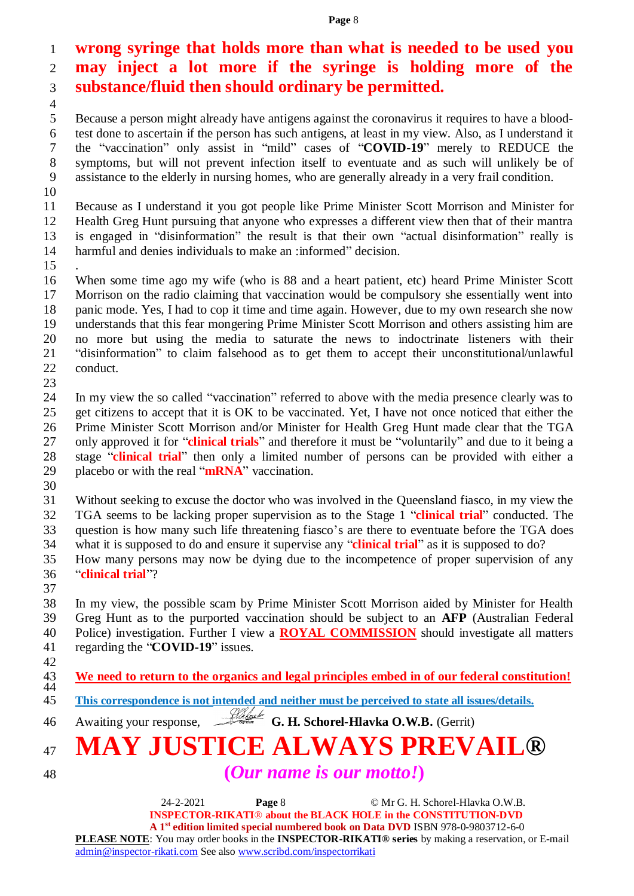**wrong syringe that holds more than what is needed to be used you may inject a lot more if the syringe is holding more of the substance/fluid then should ordinary be permitted.**

Because a person might already have antigens against the coronavirus it requires to have a blood-test done to ascertain if the person has such antigens, at least in my view. Also, as I understand it the "vaccination" only assist in "mild" cases of "**COVID-19**" merely to REDUCE the symptoms, but will not prevent infection itself to eventuate and as such will unlikely be of assistance to the elderly in nursing homes, who are generally already in a very frail condition.

Because as I understand it you got people like Prime Minister Scott Morrison and Minister for Health Greg Hunt pursuing that anyone who expresses a different view then that of their mantra is engaged in "disinformation" the result is that their own "actual disinformation" really is harmful and denies individuals to make an :informed" decision.

.

When some time ago my wife (who is 88 and a heart patient, etc) heard Prime Minister Scott Morrison on the radio claiming that vaccination would be compulsory she essentially went into panic mode. Yes, I had to cop it time and time again. However, due to my own research she now understands that this fear mongering Prime Minister Scott Morrison and others assisting him are no more but using the media to saturate the news to indoctrinate listeners with their "disinformation" to claim falsehood as to get them to accept their unconstitutional/unlawful conduct.

In my view the so called "vaccination" referred to above with the media presence clearly was to get citizens to accept that it is OK to be vaccinated. Yet, I have not once noticed that either the Prime Minister Scott Morrison and/or Minister for Health Greg Hunt made clear that the TGA only approved it for "**clinical trials**" and therefore it must be "voluntarily" and due to it being a stage "**clinical trial**" then only a limited number of persons can be provided with either a placebo or with the real "**mRNA**" vaccination.

Without seeking to excuse the doctor who was involved in the Queensland fiasco, in my view the TGA seems to be lacking proper supervision as to the Stage 1 "**clinical trial**" conducted. The question is how many such life threatening fiasco's are there to eventuate before the TGA does what it is supposed to do and ensure it supervise any "**clinical trial**" as it is supposed to do? How many persons may now be dying due to the incompetence of proper supervision of any "**clinical trial**"?

In my view, the possible scam by Prime Minister Scott Morrison aided by Minister for Health Greg Hunt as to the purported vaccination should be subject to an **AFP** (Australian Federal Police) investigation. Further I view a **ROYAL COMMISSION** should investigate all matters regarding the "**COVID-19**" issues.

**We need to return to the organics and legal principles embed in of our federal constitution!**

**This correspondence is not intended and neither must be perceived to state all issues/details.**

Awaiting your response, **G. H. Schorel-Hlavka O.W.B.** (Gerrit)

# MAY JUSTICE ALWAYS PREVAIL®

***(Our name is our motto!)***

**INSPECTOR-RIKATI® about the BLACK HOLE in the CONSTITUTION-DVD**
**A 1st edition limited special numbered book on Data DVD** ISBN 978-0-9803712-6-0
**PLEASE NOTE**: You may order books in the **INSPECTOR-RIKATI® series** by making a reservation, or E-mail admin@inspector-rikati.com See also www.scribd.com/inspectorrikati